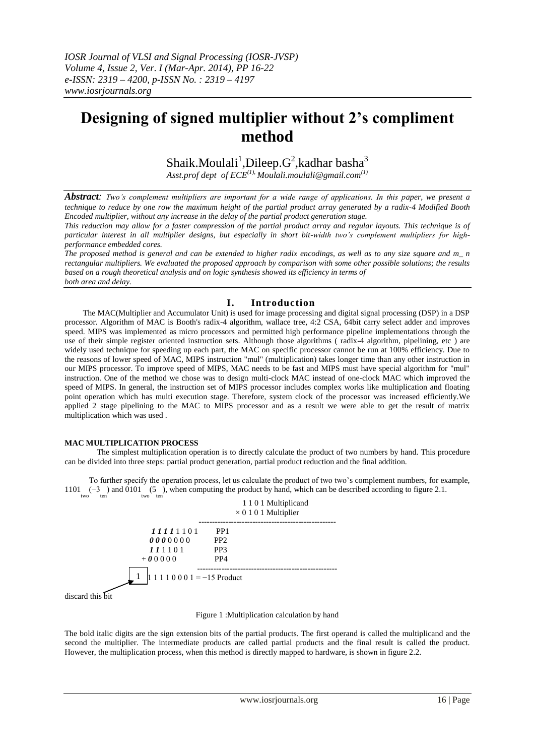# Designing of signed multiplier without 2's compliment method

Shaik.Moulali[1],Dileep.G[2],kadhar basha[3]

*Asst.prof dept of ECE[(1)], Moulali.moulali@gmail.com[(1)]*

***Abstract****: Two's complement multipliers are important for a wide range of applications. In this paper, we present a technique to reduce by one row the maximum height of the partial product array generated by a radix-4 Modified Booth Encoded multiplier, without any increase in the delay of the partial product generation stage.*

*This reduction may allow for a faster compression of the partial product array and regular layouts. This technique is of particular interest in all multiplier designs, but especially in short bit-width two's complement multipliers for high-performance embedded cores.*

*The proposed method is general and can be extended to higher radix encodings, as well as to any size square and m_ n rectangular multipliers. We evaluated the proposed approach by comparison with some other possible solutions; the results based on a rough theoretical analysis and on logic synthesis showed its efficiency in terms of both area and delay.*

## I. Introduction

The MAC(Multiplier and Accumulator Unit) is used for image processing and digital signal processing (DSP) in a DSP processor. Algorithm of MAC is Booth's radix-4 algorithm, wallace tree, 4:2 CSA, 64bit carry select adder and improves speed. MIPS was implemented as micro processors and permitted high performance pipeline implementations through the use of their simple register oriented instruction sets. Although those algorithms ( radix-4 algorithm, pipelining, etc ) are widely used technique for speeding up each part, the MAC on specific processor cannot be run at 100% efficiency. Due to the reasons of lower speed of MAC, MIPS instruction "mul" (multiplication) takes longer time than any other instruction in our MIPS processor. To improve speed of MIPS, MAC needs to be fast and MIPS must have special algorithm for "mul" instruction. One of the method we chose was to design multi-clock MAC instead of one-clock MAC which improved the speed of MIPS. In general, the instruction set of MIPS processor includes complex works like multiplication and floating point operation which has multi execution stage. Therefore, system clock of the processor was increased efficiently.We applied 2 stage pipelining to the MAC to MIPS processor and as a result we were able to get the result of matrix multiplication which was used .

**MAC MULTIPLICATION PROCESS**

The simplest multiplication operation is to directly calculate the product of two numbers by hand. This procedure can be divided into three steps: partial product generation, partial product reduction and the final addition.

To further specify the operation process, let us calculate the product of two two's complement numbers, for example, $1101_{two}$ $(-3_{ten})$ and $0101_{two}$ $(5_{ten})$, when computing the product by hand, which can be described according to figure 2.1.

```
                    1 1 0 1 Multiplicand
                  × 0 1 0 1 Multiplier
           ---------------------------------
       1 1 1 1 1 1 0 1     PP1
       0 0 0 0 0 0 0       PP2
       1 1 1 1 0 1         PP3
     + 0 0 0 0 0           PP4
           ---------------------------------
   1 | 1 1 1 1 0 0 0 1 = −15 Product
discard this bit
```

Figure 1 :Multiplication calculation by hand

The bold italic digits are the sign extension bits of the partial products. The first operand is called the multiplicand and the second the multiplier. The intermediate products are called partial products and the final result is called the product. However, the multiplication process, when this method is directly mapped to hardware, is shown in figure 2.2.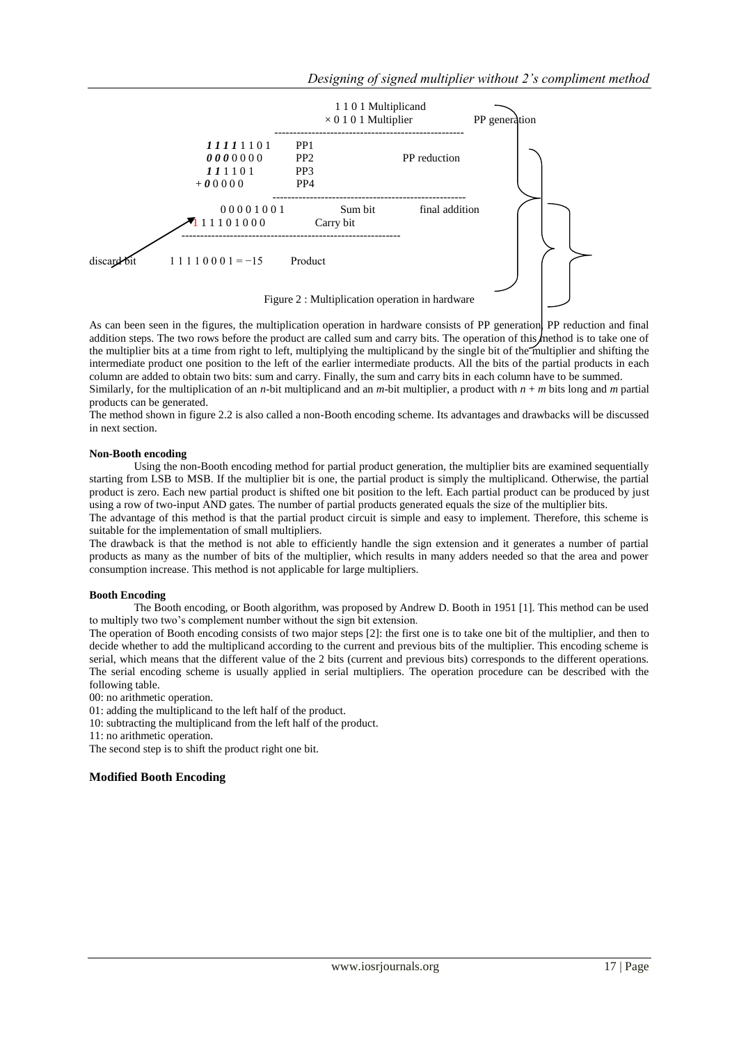```
                     1 1 0 1  Multiplicand
                   × 0 1 0 1  Multiplier              PP generation
            --------------------------------------------------
      1 1 1 1 1 1 0 1      PP1
      0 0 0 0 0 0 0        PP2                 PP reduction
      1 1 1 1 0 1          PP3
    + 0 0 0 0 0            PP4
            --------------------------------------------------
        0 0 0 0 1 0 0 1         Sum bit        final addition
      1 1 1 1 1 0 1 0 0 0       Carry bit
      -----------------------------------------------------------
discard bit    1 1 1 1 0 0 0 1 = −15     Product
```

Figure 2 : Multiplication operation in hardware

As can been seen in the figures, the multiplication operation in hardware consists of PP generation, PP reduction and final addition steps. The two rows before the product are called sum and carry bits. The operation of this method is to take one of the multiplier bits at a time from right to left, multiplying the multiplicand by the single bit of the multiplier and shifting the intermediate product one position to the left of the earlier intermediate products. All the bits of the partial products in each column are added to obtain two bits: sum and carry. Finally, the sum and carry bits in each column have to be summed.

Similarly, for the multiplication of an $n$-bit multiplicand and an $m$-bit multiplier, a product with $n + m$ bits long and $m$ partial products can be generated.

The method shown in figure 2.2 is also called a non-Booth encoding scheme. Its advantages and drawbacks will be discussed in next section.

**Non-Booth encoding**

Using the non-Booth encoding method for partial product generation, the multiplier bits are examined sequentially starting from LSB to MSB. If the multiplier bit is one, the partial product is simply the multiplicand. Otherwise, the partial product is zero. Each new partial product is shifted one bit position to the left. Each partial product can be produced by just using a row of two-input AND gates. The number of partial products generated equals the size of the multiplier bits.

The advantage of this method is that the partial product circuit is simple and easy to implement. Therefore, this scheme is suitable for the implementation of small multipliers.

The drawback is that the method is not able to efficiently handle the sign extension and it generates a number of partial products as many as the number of bits of the multiplier, which results in many adders needed so that the area and power consumption increase. This method is not applicable for large multipliers.

**Booth Encoding**

The Booth encoding, or Booth algorithm, was proposed by Andrew D. Booth in 1951 [1]. This method can be used to multiply two two's complement number without the sign bit extension.

The operation of Booth encoding consists of two major steps [2]: the first one is to take one bit of the multiplier, and then to decide whether to add the multiplicand according to the current and previous bits of the multiplier. This encoding scheme is serial, which means that the different value of the 2 bits (current and previous bits) corresponds to the different operations. The serial encoding scheme is usually applied in serial multipliers. The operation procedure can be described with the following table.

00: no arithmetic operation.

01: adding the multiplicand to the left half of the product.

10: subtracting the multiplicand from the left half of the product.

11: no arithmetic operation.

The second step is to shift the product right one bit.

## Modified Booth Encoding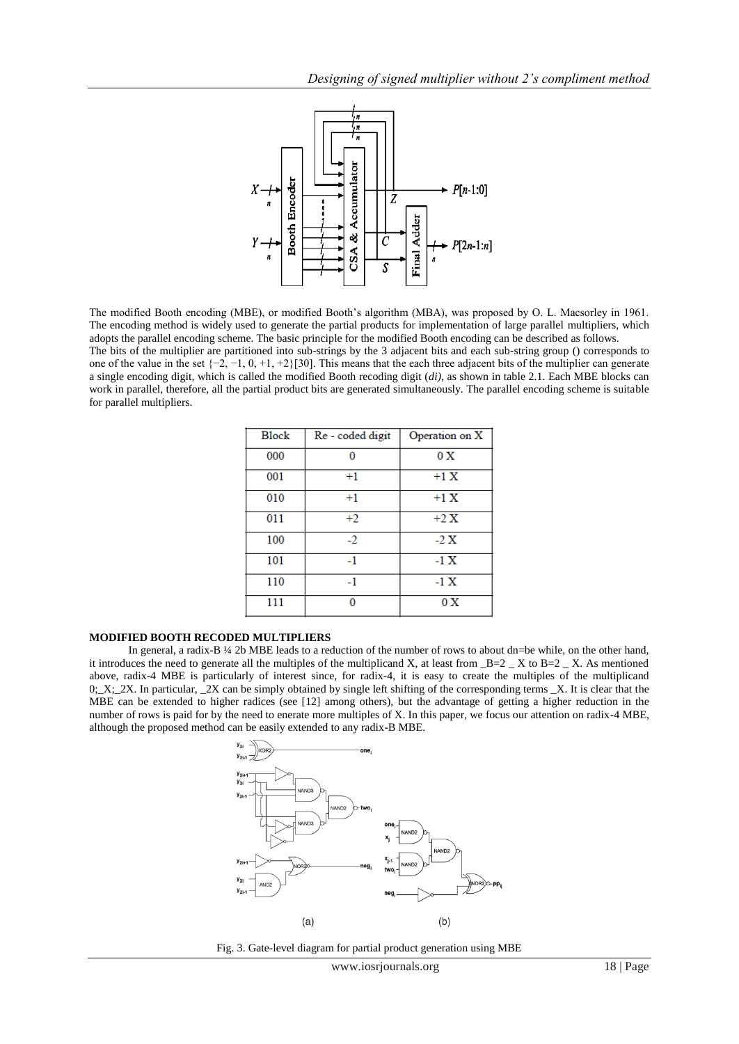The modified Booth encoding (MBE), or modified Booth's algorithm (MBA), was proposed by O. L. Macsorley in 1961. The encoding method is widely used to generate the partial products for implementation of large parallel multipliers, which adopts the parallel encoding scheme. The basic principle for the modified Booth encoding can be described as follows. The bits of the multiplier are partitioned into sub-strings by the 3 adjacent bits and each sub-string group () corresponds to one of the value in the set {−2, −1, 0, +1, +2}[30]. This means that the each three adjacent bits of the multiplier can generate a single encoding digit, which is called the modified Booth recoding digit (*di)*, as shown in table 2.1. Each MBE blocks can work in parallel, therefore, all the partial product bits are generated simultaneously. The parallel encoding scheme is suitable for parallel multipliers.

| Block | Re - coded digit | Operation on X |
|---|---|---|
| 000 | 0 | 0 X |
| 001 | +1 | +1 X |
| 010 | +1 | +1 X |
| 011 | +2 | +2 X |
| 100 | -2 | -2 X |
| 101 | -1 | -1 X |
| 110 | -1 | -1 X |
| 111 | 0 | 0 X |

**MODIFIED BOOTH RECODED MULTIPLIERS**

In general, a radix-B ¼ 2b MBE leads to a reduction of the number of rows to about dn=be while, on the other hand, it introduces the need to generate all the multiples of the multiplicand X, at least from _B=2 _ X to B=2 _ X. As mentioned above, radix-4 MBE is particularly of interest since, for radix-4, it is easy to create the multiples of the multiplicand 0;_X;_2X. In particular, _2X can be simply obtained by single left shifting of the corresponding terms _X. It is clear that the MBE can be extended to higher radices (see [12] among others), but the advantage of getting a higher reduction in the number of rows is paid for by the need to enerate more multiples of X. In this paper, we focus our attention on radix-4 MBE, although the proposed method can be easily extended to any radix-B MBE.

Fig. 3. Gate-level diagram for partial product generation using MBE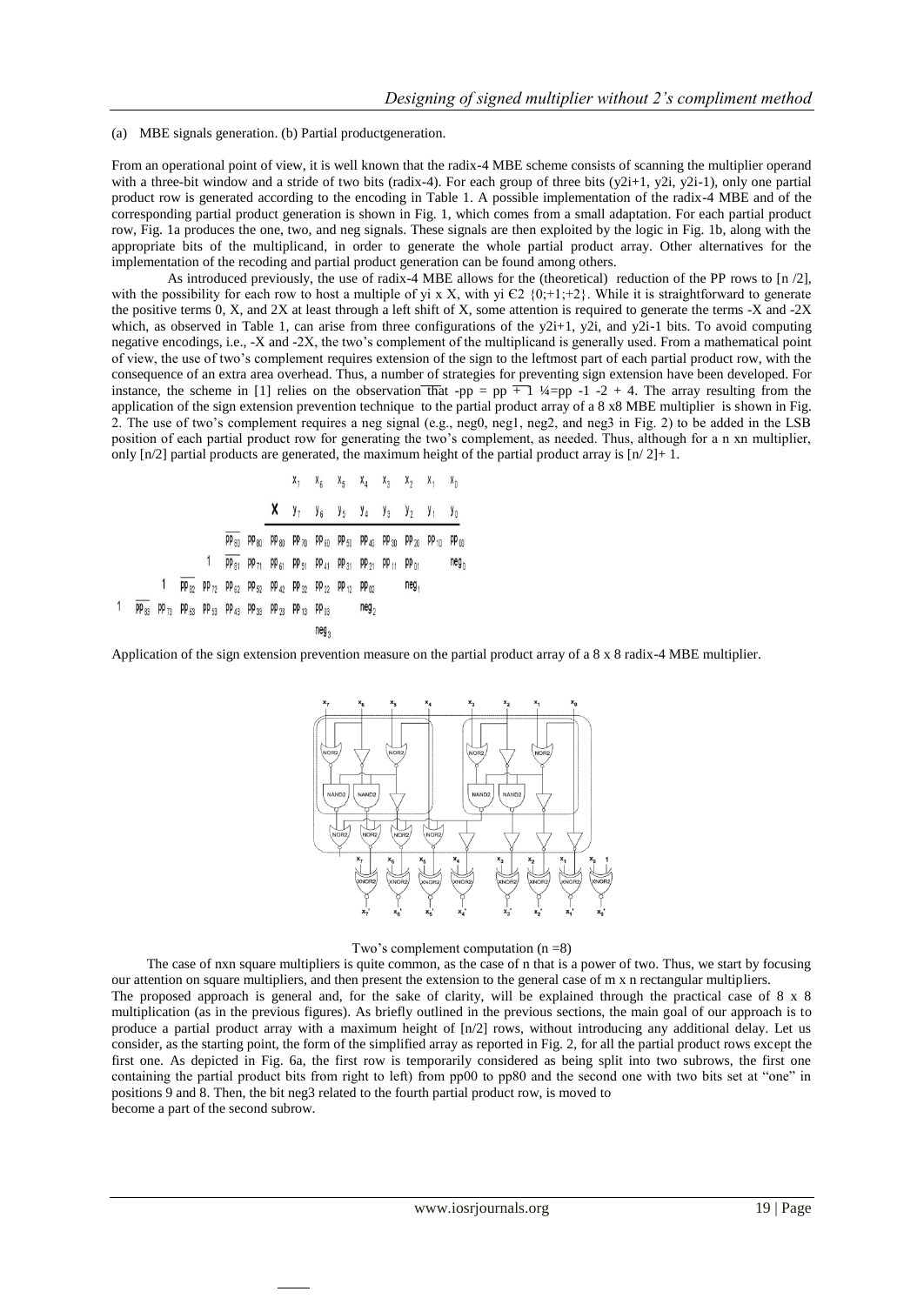(a) MBE signals generation. (b) Partial productgeneration.

From an operational point of view, it is well known that the radix-4 MBE scheme consists of scanning the multiplier operand with a three-bit window and a stride of two bits (radix-4). For each group of three bits ($y_{2i+1}$, $y_{2i}$, $y_{2i-1}$), only one partial product row is generated according to the encoding in Table 1. A possible implementation of the radix-4 MBE and of the corresponding partial product generation is shown in Fig. 1, which comes from a small adaptation. For each partial product row, Fig. 1a produces the one, two, and neg signals. These signals are then exploited by the logic in Fig. 1b, along with the appropriate bits of the multiplicand, in order to generate the whole partial product array. Other alternatives for the implementation of the recoding and partial product generation can be found among others.

As introduced previously, the use of radix-4 MBE allows for the (theoretical) reduction of the PP rows to [n /2], with the possibility for each row to host a multiple of yi x X, with yi Є2 {0;+1;+2}. While it is straightforward to generate the positive terms 0, X, and 2X at least through a left shift of X, some attention is required to generate the terms -X and -2X which, as observed in Table 1, can arise from three configurations of the $y_{2i+1}$, $y_{2i}$, and $y_{2i-1}$ bits. To avoid computing negative encodings, i.e., -X and -2X, the two's complement of the multiplicand is generally used. From a mathematical point of view, the use of two's complement requires extension of the sign to the leftmost part of each partial product row, with the consequence of an extra area overhead. Thus, a number of strategies for preventing sign extension have been developed. For instance, the scheme in [1] relies on the observation that -pp = $\overline{pp}$ + 1 ¼=pp -1 -2 + 4. The array resulting from the application of the sign extension prevention technique to the partial product array of a 8 x8 MBE multiplier is shown in Fig. 2. The use of two's complement requires a neg signal (e.g., neg0, neg1, neg2, and neg3 in Fig. 2) to be added in the LSB position of each partial product row for generating the two's complement, as needed. Thus, although for a n xn multiplier, only [n/2] partial products are generated, the maximum height of the partial product array is [n/ 2]+ 1.

$$
\begin{array}{cccccccccccccccccc}
 & & & & & & & & & x_7 & x_6 & x_5 & x_4 & x_3 & x_2 & x_1 & x_0 \\
 & & & & & & & & \mathbf{X} & y_7 & y_6 & y_5 & y_4 & y_3 & y_2 & y_1 & y_0 \\
\hline
 & & & & & & & \overline{pp_{80}} & pp_{80} & pp_{80} & pp_{70} & pp_{60} & pp_{50} & pp_{40} & pp_{30} & pp_{20} & pp_{10} & pp_{00} \\
 & & & & & & 1 & \overline{pp_{81}} & pp_{71} & pp_{61} & pp_{51} & pp_{41} & pp_{31} & pp_{21} & pp_{11} & pp_{01} & & neg_0 \\
 & & & 1 & \overline{pp_{82}} & pp_{72} & pp_{62} & pp_{52} & pp_{42} & pp_{32} & pp_{22} & pp_{12} & pp_{02} & & neg_1 & & & \\
1 & \overline{pp_{83}} & pp_{73} & pp_{63} & pp_{53} & pp_{43} & pp_{33} & pp_{23} & pp_{13} & pp_{03} & & neg_2 & & & & & & \\
 & & & & & & & & & & neg_3 & & & & & & &
\end{array}
$$

Application of the sign extension prevention measure on the partial product array of a 8 x 8 radix-4 MBE multiplier.

Two's complement computation (n =8)

The case of nxn square multipliers is quite common, as the case of n that is a power of two. Thus, we start by focusing our attention on square multipliers, and then present the extension to the general case of m x n rectangular multipliers. The proposed approach is general and, for the sake of clarity, will be explained through the practical case of 8 x 8 multiplication (as in the previous figures). As briefly outlined in the previous sections, the main goal of our approach is to produce a partial product array with a maximum height of [n/2] rows, without introducing any additional delay. Let us consider, as the starting point, the form of the simplified array as reported in Fig. 2, for all the partial product rows except the first one. As depicted in Fig. 6a, the first row is temporarily considered as being split into two subrows, the first one containing the partial product bits from right to left) from pp00 to pp80 and the second one with two bits set at "one" in positions 9 and 8. Then, the bit neg3 related to the fourth partial product row, is moved to become a part of the second subrow.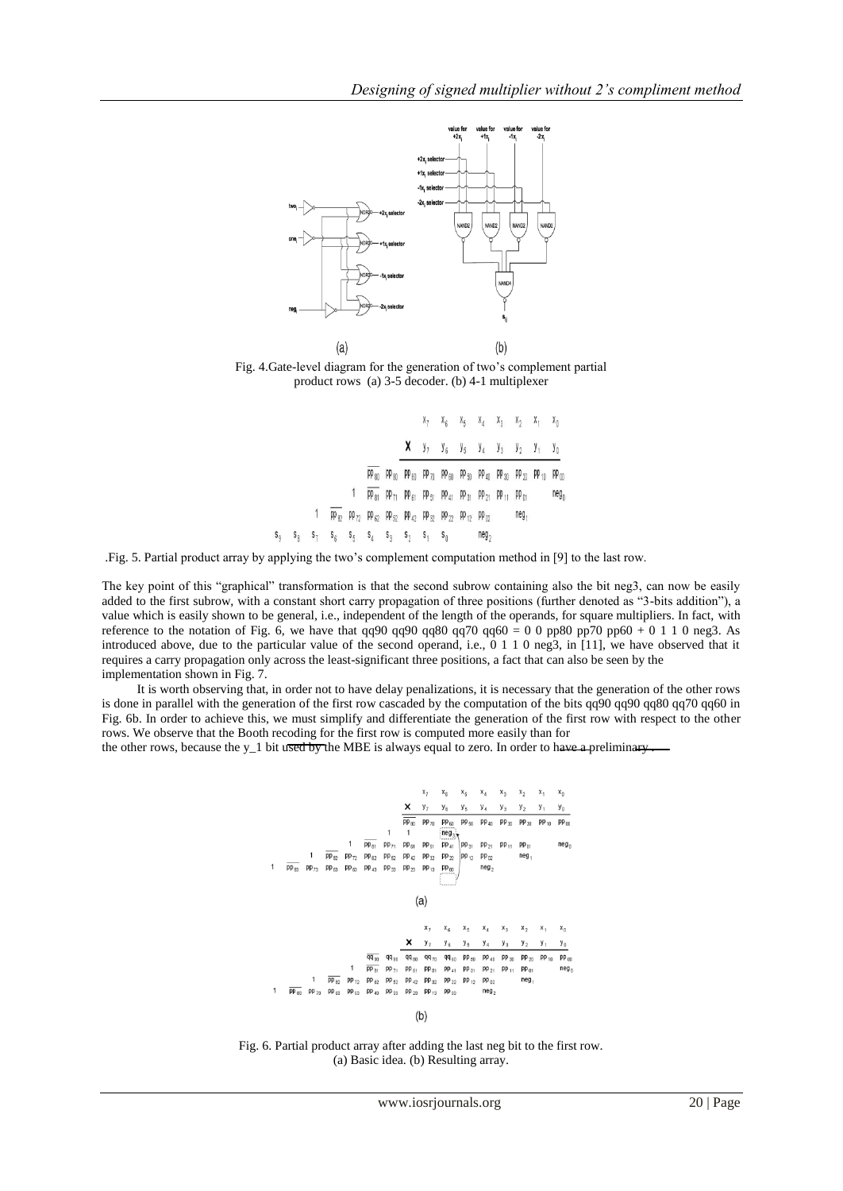Fig. 4.Gate-level diagram for the generation of two's complement partial product rows (a) 3-5 decoder. (b) 4-1 multiplexer

.Fig. 5. Partial product array by applying the two's complement computation method in [9] to the last row.

The key point of this "graphical" transformation is that the second subrow containing also the bit neg3, can now be easily added to the first subrow, with a constant short carry propagation of three positions (further denoted as "3-bits addition"), a value which is easily shown to be general, i.e., independent of the length of the operands, for square multipliers. In fact, with reference to the notation of Fig. 6, we have that qq90 qq90 qq80 qq70 qq60 = 0 0 pp80 pp70 pp60 + 0 1 1 0 neg3. As introduced above, due to the particular value of the second operand, i.e., 0 1 1 0 neg3, in [11], we have observed that it requires a carry propagation only across the least-significant three positions, a fact that can also be seen by the implementation shown in Fig. 7.

It is worth observing that, in order not to have delay penalizations, it is necessary that the generation of the other rows is done in parallel with the generation of the first row cascaded by the computation of the bits qq90 qq90 qq80 qq70 qq60 in Fig. 6b. In order to achieve this, we must simplify and differentiate the generation of the first row with respect to the other rows. We observe that the Booth recoding for the first row is computed more easily than for the other rows, because the y_1 bit used by the MBE is always equal to zero. In order to have a preliminary .

Fig. 6. Partial product array after adding the last neg bit to the first row. (a) Basic idea. (b) Resulting array.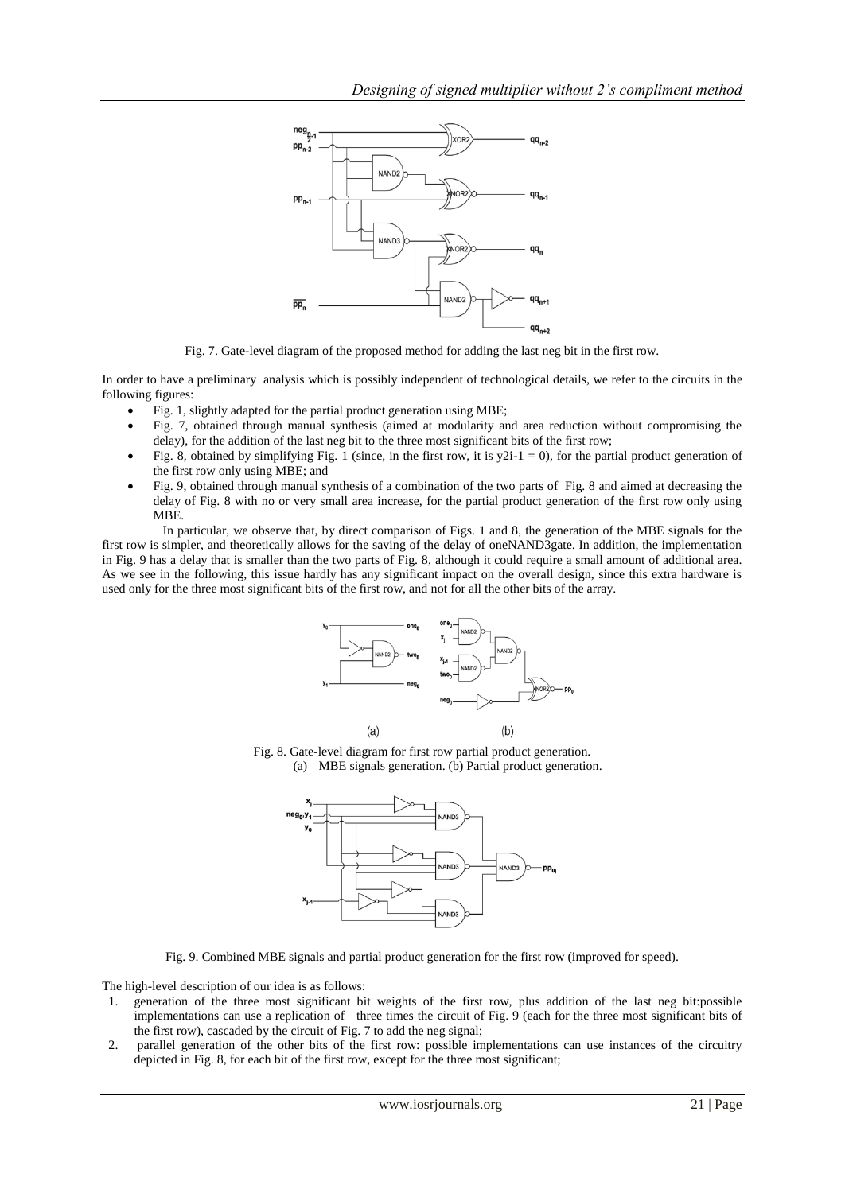Fig. 7. Gate-level diagram of the proposed method for adding the last neg bit in the first row.

In order to have a preliminary analysis which is possibly independent of technological details, we refer to the circuits in the following figures:

- Fig. 1, slightly adapted for the partial product generation using MBE;
- Fig. 7, obtained through manual synthesis (aimed at modularity and area reduction without compromising the delay), for the addition of the last neg bit to the three most significant bits of the first row;
- Fig. 8, obtained by simplifying Fig. 1 (since, in the first row, it is $y_{2i-1} = 0$), for the partial product generation of the first row only using MBE; and
- Fig. 9, obtained through manual synthesis of a combination of the two parts of Fig. 8 and aimed at decreasing the delay of Fig. 8 with no or very small area increase, for the partial product generation of the first row only using MBE.

In particular, we observe that, by direct comparison of Figs. 1 and 8, the generation of the MBE signals for the first row is simpler, and theoretically allows for the saving of the delay of oneNAND3gate. In addition, the implementation in Fig. 9 has a delay that is smaller than the two parts of Fig. 8, although it could require a small amount of additional area. As we see in the following, this issue hardly has any significant impact on the overall design, since this extra hardware is used only for the three most significant bits of the first row, and not for all the other bits of the array.

Fig. 8. Gate-level diagram for first row partial product generation.
(a) MBE signals generation. (b) Partial product generation.

Fig. 9. Combined MBE signals and partial product generation for the first row (improved for speed).

The high-level description of our idea is as follows:

1. generation of the three most significant bit weights of the first row, plus addition of the last neg bit:possible implementations can use a replication of three times the circuit of Fig. 9 (each for the three most significant bits of the first row), cascaded by the circuit of Fig. 7 to add the neg signal;
2. parallel generation of the other bits of the first row: possible implementations can use instances of the circuitry depicted in Fig. 8, for each bit of the first row, except for the three most significant;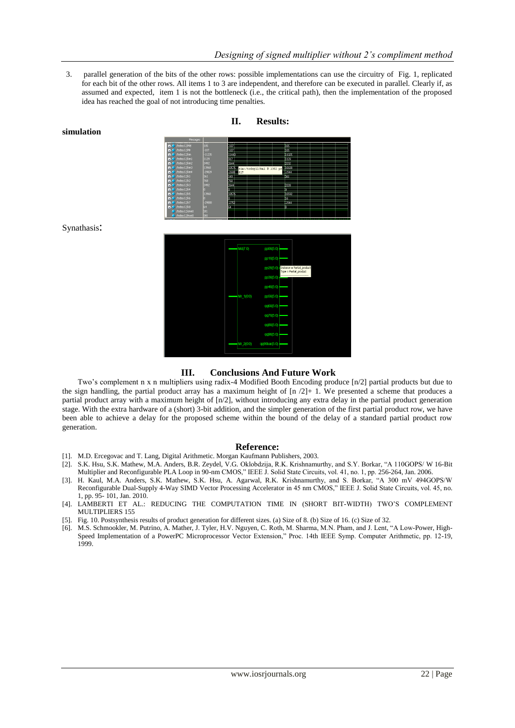3. parallel generation of the bits of the other rows: possible implementations can use the circuitry of Fig. 1, replicated for each bit of the other rows. All items 1 to 3 are independent, and therefore can be executed in parallel. Clearly if, as assumed and expected, item 1 is not the bottleneck (i.e., the critical path), then the implementation of the proposed idea has reached the goal of not introducing time penalties.

## II. Results:

**simulation**

Synathasis:

## III. Conclusions And Future Work

Two's complement n x n multipliers using radix-4 Modified Booth Encoding produce [n/2] partial products but due to the sign handling, the partial product array has a maximum height of [n /2]+ 1. We presented a scheme that produces a partial product array with a maximum height of [n/2], without introducing any extra delay in the partial product generation stage. With the extra hardware of a (short) 3-bit addition, and the simpler generation of the first partial product row, we have been able to achieve a delay for the proposed scheme within the bound of the delay of a standard partial product row generation.

## Reference:

[1]. M.D. Ercegovac and T. Lang, Digital Arithmetic. Morgan Kaufmann Publishers, 2003.

[2]. S.K. Hsu, S.K. Mathew, M.A. Anders, B.R. Zeydel, V.G. Oklobdzija, R.K. Krishnamurthy, and S.Y. Borkar, "A 110GOPS/ W 16-Bit Multiplier and Reconfigurable PLA Loop in 90-nm CMOS," IEEE J. Solid State Circuits, vol. 41, no. 1, pp. 256-264, Jan. 2006.

[3]. H. Kaul, M.A. Anders, S.K. Mathew, S.K. Hsu, A. Agarwal, R.K. Krishnamurthy, and S. Borkar, "A 300 mV 494GOPS/W Reconfigurable Dual-Supply 4-Way SIMD Vector Processing Accelerator in 45 nm CMOS," IEEE J. Solid State Circuits, vol. 45, no. 1, pp. 95- 101, Jan. 2010.

[4]. LAMBERTI ET AL.: REDUCING THE COMPUTATION TIME IN (SHORT BIT-WIDTH) TWO'S COMPLEMENT MULTIPLIERS 155

[5]. Fig. 10. Postsynthesis results of product generation for different sizes. (a) Size of 8. (b) Size of 16. (c) Size of 32.

[6]. M.S. Schmookler, M. Putrino, A. Mather, J. Tyler, H.V. Nguyen, C. Roth, M. Sharma, M.N. Pham, and J. Lent, "A Low-Power, High-Speed Implementation of a PowerPC Microprocessor Vector Extension," Proc. 14th IEEE Symp. Computer Arithmetic, pp. 12-19, 1999.